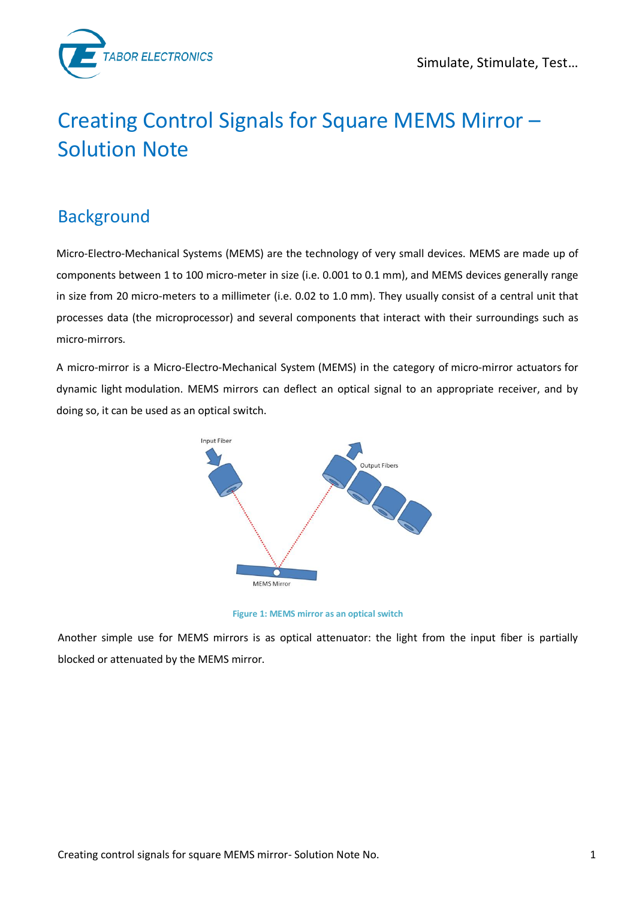# Creating Control Signals for Square MEMS Mirror – Solution Note

## Background

Micro-Electro-Mechanical Systems (MEMS) are the technology of very small devices. MEMS are made up of components between 1 to 100 micro-meter in size (i.e. 0.001 to 0.1 mm), and MEMS devices generally range in size from 20 micro-meters to a millimeter (i.e. 0.02 to 1.0 mm). They usually consist of a central unit that processes data (the microprocessor) and several components that interact with their surroundings such as micro-mirrors.

A micro-mirror is a Micro-Electro-Mechanical System (MEMS) in the category of micro-mirror actuators for dynamic light modulation. MEMS mirrors can deflect an optical signal to an appropriate receiver, and by doing so, it can be used as an optical switch.

Figure 1: MEMS mirror as an optical switch

Another simple use for MEMS mirrors is as optical attenuator: the light from the input fiber is partially blocked or attenuated by the MEMS mirror.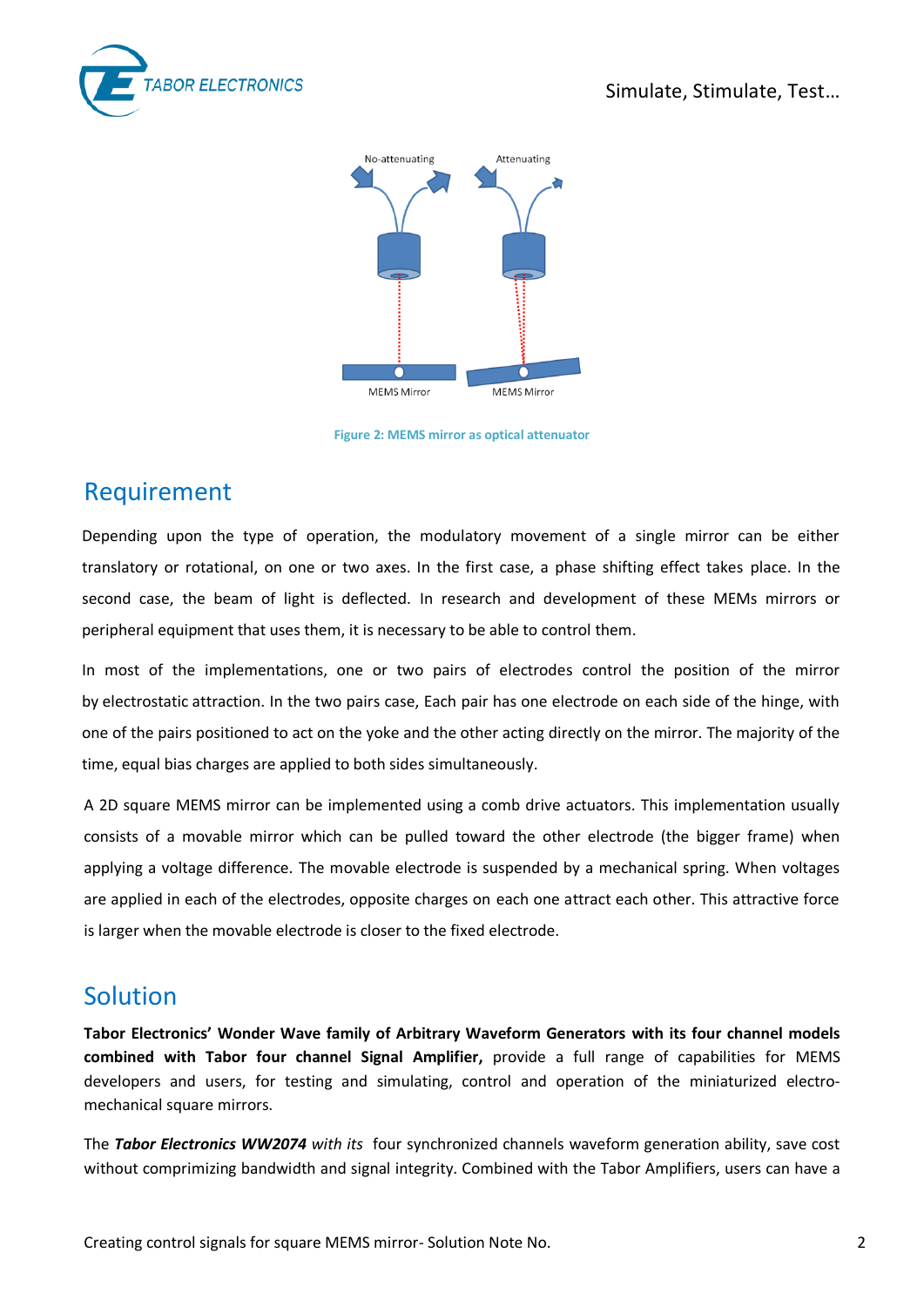No-attenuating Attenuating

MEMS Mirror MEMS Mirror

Figure 2: MEMS mirror as optical attenuator

## Requirement

Depending upon the type of operation, the modulatory movement of a single mirror can be either translatory or rotational, on one or two axes. In the first case, a phase shifting effect takes place. In the second case, the beam of light is deflected. In research and development of these MEMs mirrors or peripheral equipment that uses them, it is necessary to be able to control them.

In most of the implementations, one or two pairs of electrodes control the position of the mirror by electrostatic attraction. In the two pairs case, Each pair has one electrode on each side of the hinge, with one of the pairs positioned to act on the yoke and the other acting directly on the mirror. The majority of the time, equal bias charges are applied to both sides simultaneously.

A 2D square MEMS mirror can be implemented using a comb drive actuators. This implementation usually consists of a movable mirror which can be pulled toward the other electrode (the bigger frame) when applying a voltage difference. The movable electrode is suspended by a mechanical spring. When voltages are applied in each of the electrodes, opposite charges on each one attract each other. This attractive force is larger when the movable electrode is closer to the fixed electrode.

## Solution

**Tabor Electronics' Wonder Wave family of Arbitrary Waveform Generators with its four channel models combined with Tabor four channel Signal Amplifier,** provide a full range of capabilities for MEMS developers and users, for testing and simulating, control and operation of the miniaturized electro-mechanical square mirrors.

The ***Tabor Electronics WW2074*** *with its* four synchronized channels waveform generation ability, save cost without comprimizing bandwidth and signal integrity. Combined with the Tabor Amplifiers, users can have a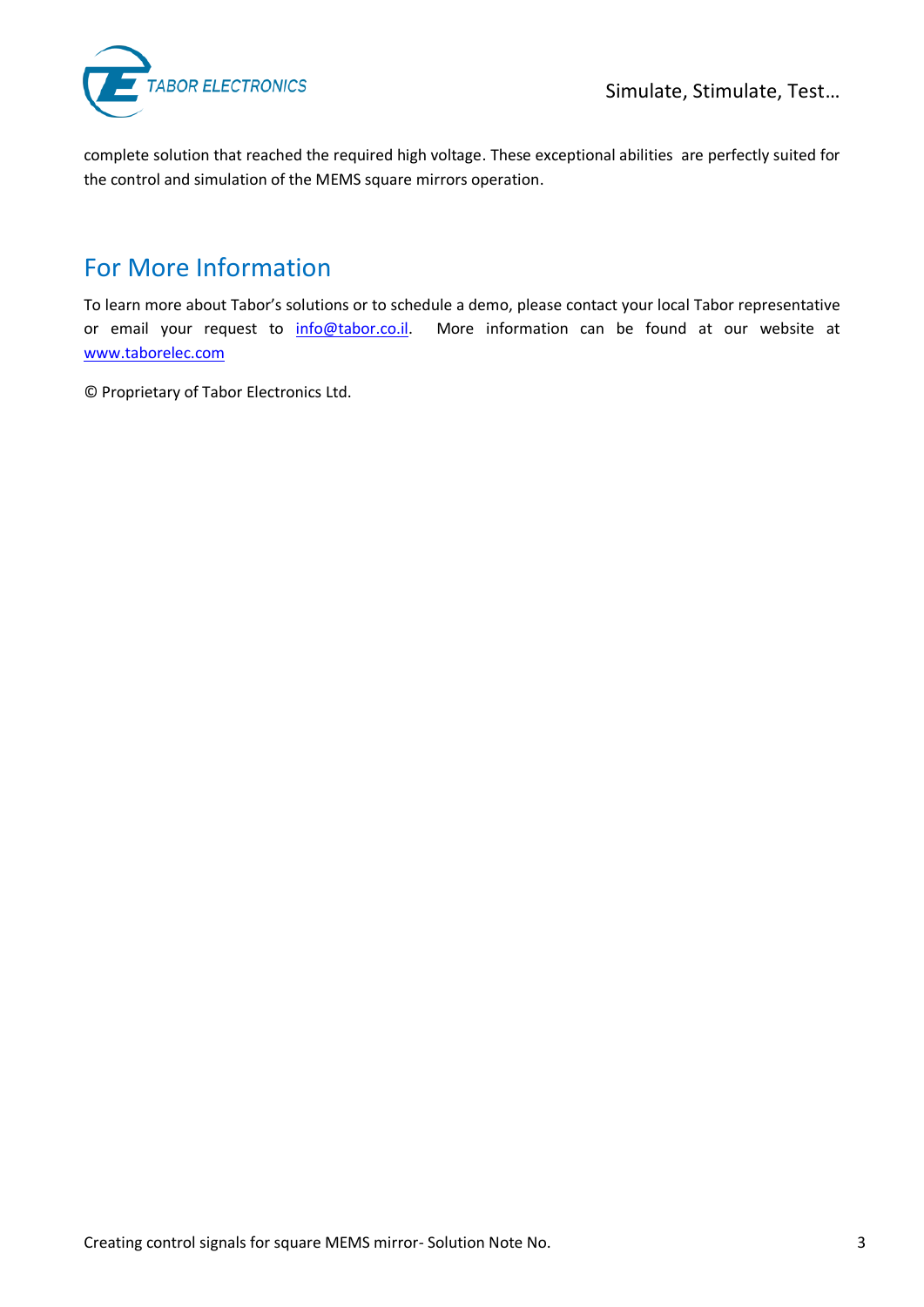complete solution that reached the required high voltage. These exceptional abilities are perfectly suited for the control and simulation of the MEMS square mirrors operation.

## For More Information

To learn more about Tabor's solutions or to schedule a demo, please contact your local Tabor representative or email your request to info@tabor.co.il. More information can be found at our website at www.taborelec.com

© Proprietary of Tabor Electronics Ltd.